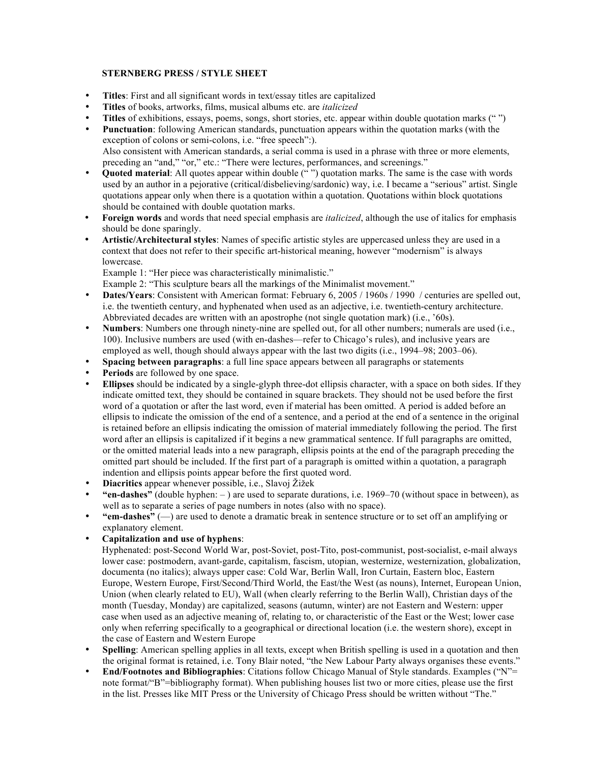**STERNBERG PRESS / STYLE SHEET**

- **Titles**: First and all significant words in text/essay titles are capitalized
- **Titles** of books, artworks, films, musical albums etc. are *italicized*
- **Titles** of exhibitions, essays, poems, songs, short stories, etc. appear within double quotation marks (" ")
- **Punctuation**: following American standards, punctuation appears within the quotation marks (with the exception of colons or semi-colons, i.e. "free speech":).
  Also consistent with American standards, a serial comma is used in a phrase with three or more elements, preceding an "and," "or," etc.: "There were lectures, performances, and screenings."
- **Quoted material**: All quotes appear within double (" ") quotation marks. The same is the case with words used by an author in a pejorative (critical/disbelieving/sardonic) way, i.e. I became a "serious" artist. Single quotations appear only when there is a quotation within a quotation. Quotations within block quotations should be contained with double quotation marks.
- **Foreign words** and words that need special emphasis are *italicized*, although the use of italics for emphasis should be done sparingly.
- **Artistic/Architectural styles**: Names of specific artistic styles are uppercased unless they are used in a context that does not refer to their specific art-historical meaning, however "modernism" is always lowercase.
  Example 1: "Her piece was characteristically minimalistic."
  Example 2: "This sculpture bears all the markings of the Minimalist movement."
- **Dates/Years**: Consistent with American format: February 6, 2005 / 1960s / 1990 / centuries are spelled out, i.e. the twentieth century, and hyphenated when used as an adjective, i.e. twentieth-century architecture. Abbreviated decades are written with an apostrophe (not single quotation mark) (i.e., '60s).
- **Numbers**: Numbers one through ninety-nine are spelled out, for all other numbers; numerals are used (i.e., 100). Inclusive numbers are used (with en-dashes—refer to Chicago's rules), and inclusive years are employed as well, though should always appear with the last two digits (i.e., 1994–98; 2003–06).
- **Spacing between paragraphs**: a full line space appears between all paragraphs or statements
- **Periods** are followed by one space.
- **Ellipses** should be indicated by a single-glyph three-dot ellipsis character, with a space on both sides. If they indicate omitted text, they should be contained in square brackets. They should not be used before the first word of a quotation or after the last word, even if material has been omitted. A period is added before an ellipsis to indicate the omission of the end of a sentence, and a period at the end of a sentence in the original is retained before an ellipsis indicating the omission of material immediately following the period. The first word after an ellipsis is capitalized if it begins a new grammatical sentence. If full paragraphs are omitted, or the omitted material leads into a new paragraph, ellipsis points at the end of the paragraph preceding the omitted part should be included. If the first part of a paragraph is omitted within a quotation, a paragraph indention and ellipsis points appear before the first quoted word.
- **Diacritics** appear whenever possible, i.e., Slavoj Žižek
- **"en-dashes"** (double hyphen: – ) are used to separate durations, i.e. 1969–70 (without space in between), as well as to separate a series of page numbers in notes (also with no space).
- **"em-dashes"** (—) are used to denote a dramatic break in sentence structure or to set off an amplifying or explanatory element.
- **Capitalization and use of hyphens**:
  Hyphenated: post-Second World War, post-Soviet, post-Tito, post-communist, post-socialist, e-mail always lower case: postmodern, avant-garde, capitalism, fascism, utopian, westernize, westernization, globalization, documenta (no italics); always upper case: Cold War, Berlin Wall, Iron Curtain, Eastern bloc, Eastern Europe, Western Europe, First/Second/Third World, the East/the West (as nouns), Internet, European Union, Union (when clearly related to EU), Wall (when clearly referring to the Berlin Wall), Christian days of the month (Tuesday, Monday) are capitalized, seasons (autumn, winter) are not Eastern and Western: upper case when used as an adjective meaning of, relating to, or characteristic of the East or the West; lower case only when referring specifically to a geographical or directional location (i.e. the western shore), except in the case of Eastern and Western Europe
- **Spelling**: American spelling applies in all texts, except when British spelling is used in a quotation and then the original format is retained, i.e. Tony Blair noted, "the New Labour Party always organises these events."
- **End/Footnotes and Bibliographies**: Citations follow Chicago Manual of Style standards. Examples ("N"= note format/"B"=bibliography format). When publishing houses list two or more cities, please use the first in the list. Presses like MIT Press or the University of Chicago Press should be written without "The."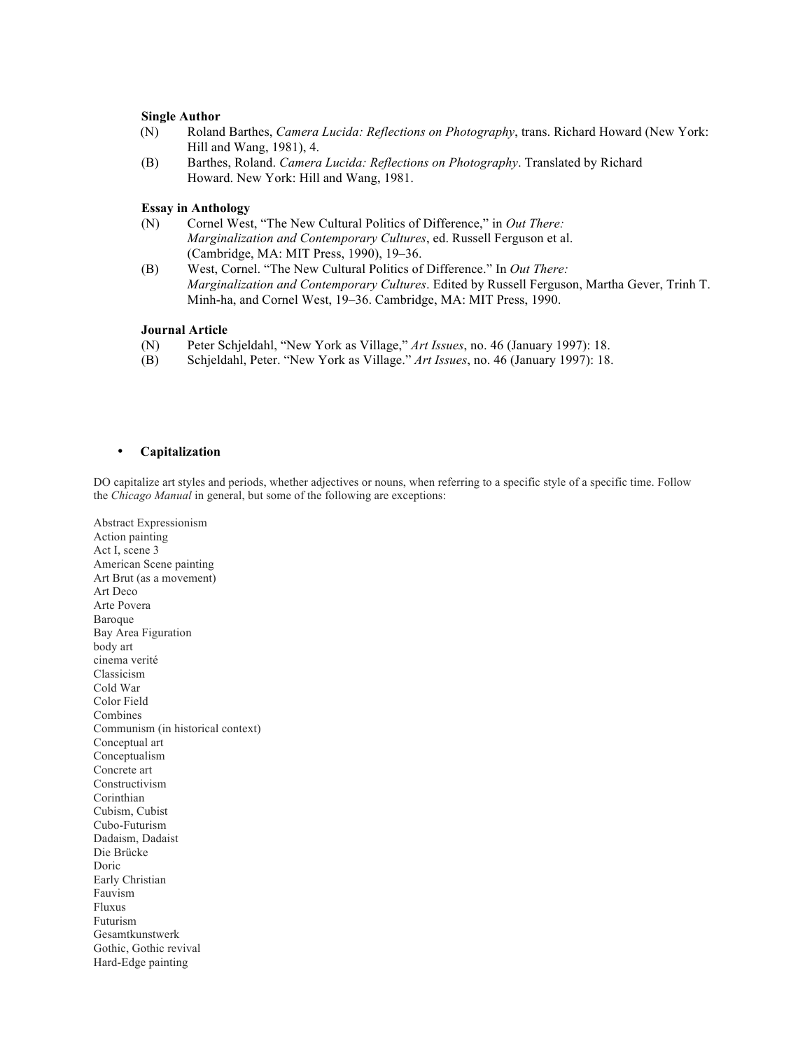**Single Author**

(N) Roland Barthes, *Camera Lucida: Reflections on Photography*, trans. Richard Howard (New York: Hill and Wang, 1981), 4.

(B) Barthes, Roland. *Camera Lucida: Reflections on Photography*. Translated by Richard Howard. New York: Hill and Wang, 1981.

**Essay in Anthology**

(N) Cornel West, "The New Cultural Politics of Difference," in *Out There: Marginalization and Contemporary Cultures*, ed. Russell Ferguson et al. (Cambridge, MA: MIT Press, 1990), 19–36.

(B) West, Cornel. "The New Cultural Politics of Difference." In *Out There: Marginalization and Contemporary Cultures*. Edited by Russell Ferguson, Martha Gever, Trinh T. Minh-ha, and Cornel West, 19–36. Cambridge, MA: MIT Press, 1990.

**Journal Article**

(N) Peter Schjeldahl, "New York as Village," *Art Issues*, no. 46 (January 1997): 18.

(B) Schjeldahl, Peter. "New York as Village." *Art Issues*, no. 46 (January 1997): 18.

- **Capitalization**

DO capitalize art styles and periods, whether adjectives or nouns, when referring to a specific style of a specific time. Follow the *Chicago Manual* in general, but some of the following are exceptions:

Abstract Expressionism
Action painting
Act I, scene 3
American Scene painting
Art Brut (as a movement)
Art Deco
Arte Povera
Baroque
Bay Area Figuration
body art
cinema verité
Classicism
Cold War
Color Field
Combines
Communism (in historical context)
Conceptual art
Conceptualism
Concrete art
Constructivism
Corinthian
Cubism, Cubist
Cubo-Futurism
Dadaism, Dadaist
Die Brücke
Doric
Early Christian
Fauvism
Fluxus
Futurism
Gesamtkunstwerk
Gothic, Gothic revival
Hard-Edge painting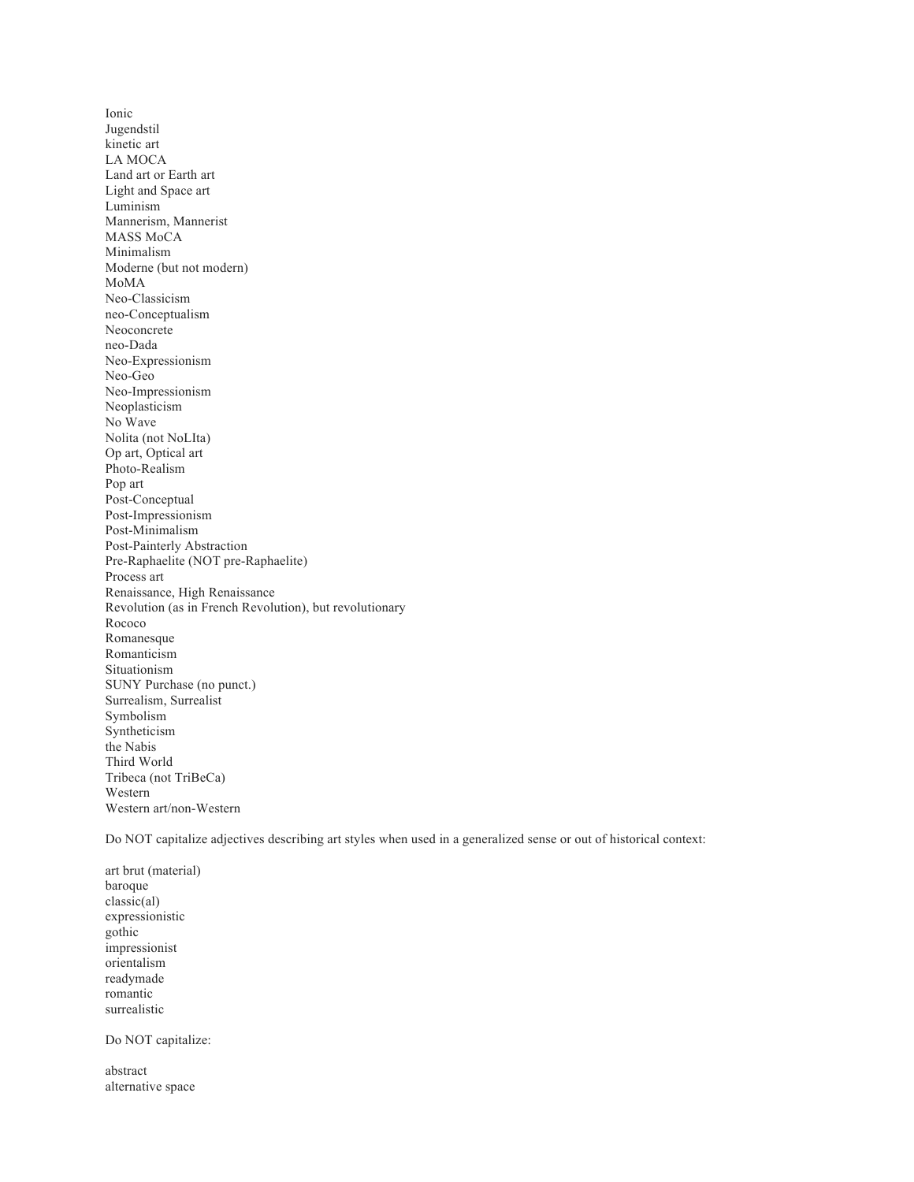Ionic
Jugendstil
kinetic art
LA MOCA
Land art or Earth art
Light and Space art
Luminism
Mannerism, Mannerist
MASS MoCA
Minimalism
Moderne (but not modern)
MoMA
Neo-Classicism
neo-Conceptualism
Neoconcrete
neo-Dada
Neo-Expressionism
Neo-Geo
Neo-Impressionism
Neoplasticism
No Wave
Nolita (not NoLIta)
Op art, Optical art
Photo-Realism
Pop art
Post-Conceptual
Post-Impressionism
Post-Minimalism
Post-Painterly Abstraction
Pre-Raphaelite (NOT pre-Raphaelite)
Process art
Renaissance, High Renaissance
Revolution (as in French Revolution), but revolutionary
Rococo
Romanesque
Romanticism
Situationism
SUNY Purchase (no punct.)
Surrealism, Surrealist
Symbolism
Syntheticism
the Nabis
Third World
Tribeca (not TriBeCa)
Western
Western art/non-Western

Do NOT capitalize adjectives describing art styles when used in a generalized sense or out of historical context:

art brut (material)
baroque
classic(al)
expressionistic
gothic
impressionist
orientalism
readymade
romantic
surrealistic

Do NOT capitalize:

abstract
alternative space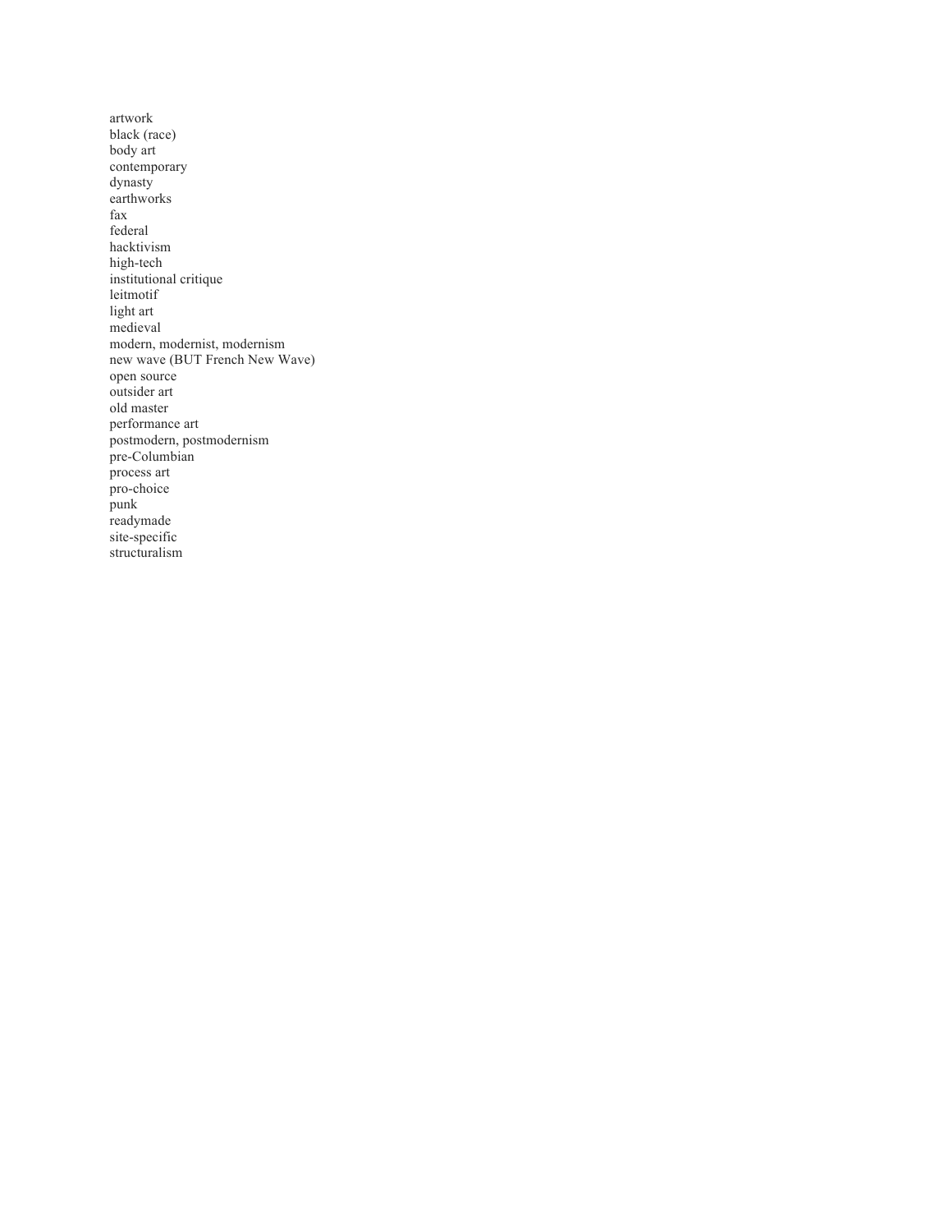artwork
black (race)
body art
contemporary
dynasty
earthworks
fax
federal
hacktivism
high-tech
institutional critique
leitmotif
light art
medieval
modern, modernist, modernism
new wave (BUT French New Wave)
open source
outsider art
old master
performance art
postmodern, postmodernism
pre-Columbian
process art
pro-choice
punk
readymade
site-specific
structuralism